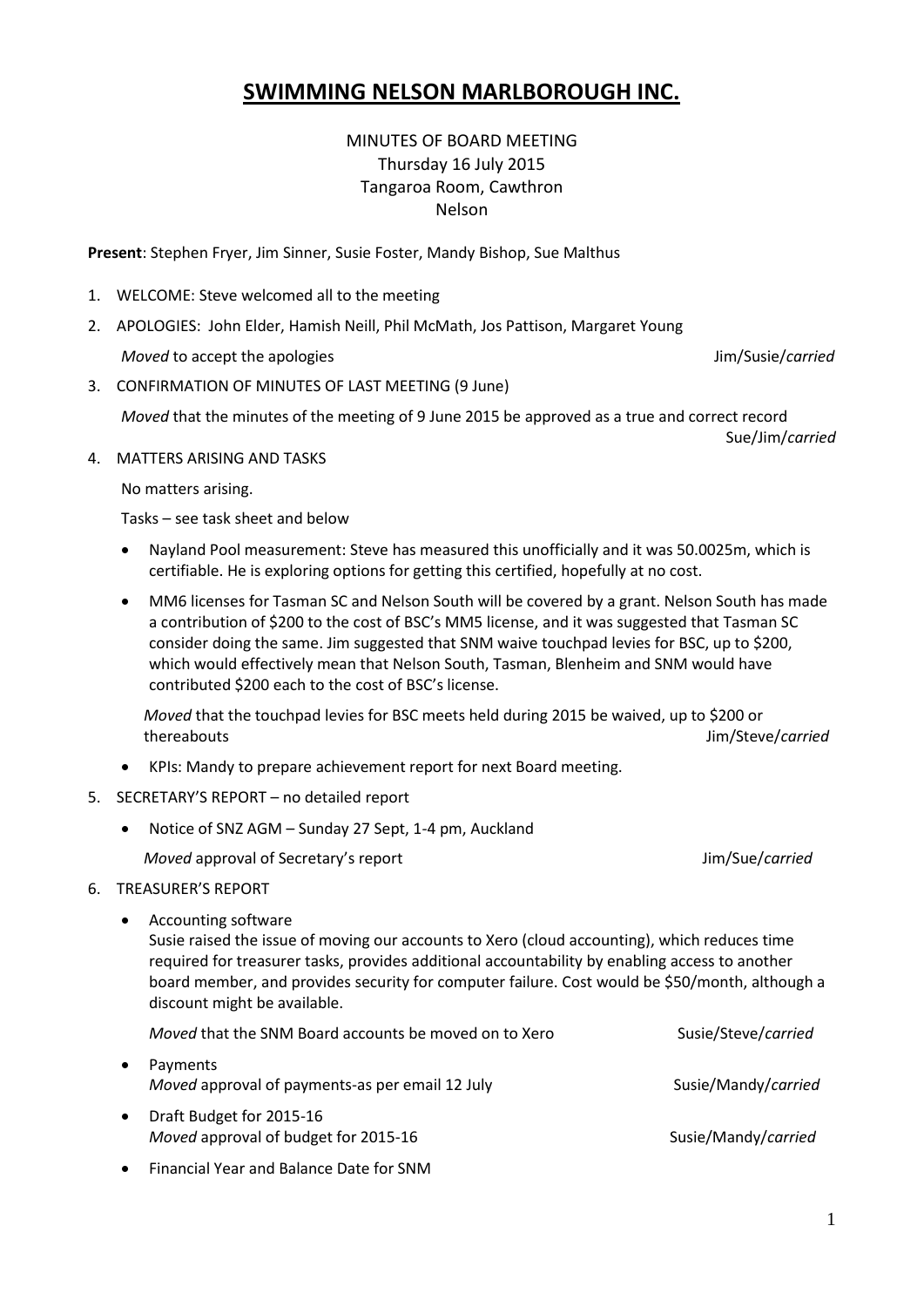# SWIMMING NELSON MARLBOROUGH INC.

MINUTES OF BOARD MEETING
Thursday 16 July 2015
Tangaroa Room, Cawthron
Nelson

**Present**: Stephen Fryer, Jim Sinner, Susie Foster, Mandy Bishop, Sue Malthus

1. WELCOME: Steve welcomed all to the meeting
2. APOLOGIES: John Elder, Hamish Neill, Phil McMath, Jos Pattison, Margaret Young

   *Moved* to accept the apologies — Jim/Susie/*carried*

3. CONFIRMATION OF MINUTES OF LAST MEETING (9 June)

   *Moved* that the minutes of the meeting of 9 June 2015 be approved as a true and correct record — Sue/Jim/*carried*

4. MATTERS ARISING AND TASKS

   No matters arising.

   Tasks – see task sheet and below

   - Nayland Pool measurement: Steve has measured this unofficially and it was 50.0025m, which is certifiable. He is exploring options for getting this certified, hopefully at no cost.
   - MM6 licenses for Tasman SC and Nelson South will be covered by a grant. Nelson South has made a contribution of $200 to the cost of BSC's MM5 license, and it was suggested that Tasman SC consider doing the same. Jim suggested that SNM waive touchpad levies for BSC, up to $200, which would effectively mean that Nelson South, Tasman, Blenheim and SNM would have contributed $200 each to the cost of BSC's license.

     *Moved* that the touchpad levies for BSC meets held during 2015 be waived, up to $200 or thereabouts — Jim/Steve/*carried*

   - KPIs: Mandy to prepare achievement report for next Board meeting.

5. SECRETARY'S REPORT – no detailed report

   - Notice of SNZ AGM – Sunday 27 Sept, 1-4 pm, Auckland

   *Moved* approval of Secretary's report — Jim/Sue/*carried*

6. TREASURER'S REPORT

   - Accounting software
     Susie raised the issue of moving our accounts to Xero (cloud accounting), which reduces time required for treasurer tasks, provides additional accountability by enabling access to another board member, and provides security for computer failure. Cost would be $50/month, although a discount might be available.

     *Moved* that the SNM Board accounts be moved on to Xero — Susie/Steve/*carried*

   - Payments
     *Moved* approval of payments-as per email 12 July — Susie/Mandy/*carried*
   - Draft Budget for 2015-16
     *Moved* approval of budget for 2015-16 — Susie/Mandy/*carried*
   - Financial Year and Balance Date for SNM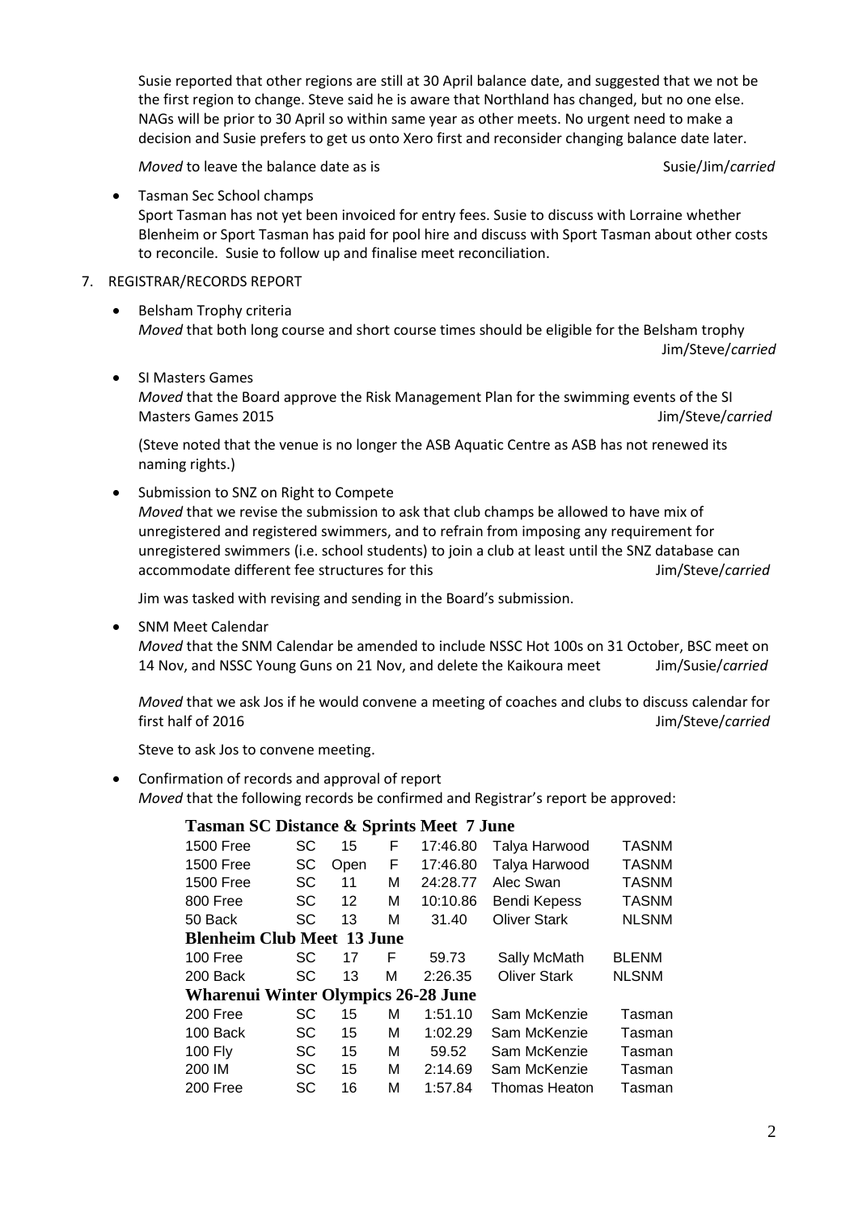Susie reported that other regions are still at 30 April balance date, and suggested that we not be the first region to change. Steve said he is aware that Northland has changed, but no one else. NAGs will be prior to 30 April so within same year as other meets. No urgent need to make a decision and Susie prefers to get us onto Xero first and reconsider changing balance date later.

*Moved* to leave the balance date as is — Susie/Jim/*carried*

- Tasman Sec School champs
  Sport Tasman has not yet been invoiced for entry fees. Susie to discuss with Lorraine whether Blenheim or Sport Tasman has paid for pool hire and discuss with Sport Tasman about other costs to reconcile. Susie to follow up and finalise meet reconciliation.

7. REGISTRAR/RECORDS REPORT

- Belsham Trophy criteria
  *Moved* that both long course and short course times should be eligible for the Belsham trophy — Jim/Steve/*carried*

- SI Masters Games
  *Moved* that the Board approve the Risk Management Plan for the swimming events of the SI Masters Games 2015 — Jim/Steve/*carried*

  (Steve noted that the venue is no longer the ASB Aquatic Centre as ASB has not renewed its naming rights.)

- Submission to SNZ on Right to Compete
  *Moved* that we revise the submission to ask that club champs be allowed to have mix of unregistered and registered swimmers, and to refrain from imposing any requirement for unregistered swimmers (i.e. school students) to join a club at least until the SNZ database can accommodate different fee structures for this — Jim/Steve/*carried*

  Jim was tasked with revising and sending in the Board's submission.

- SNM Meet Calendar
  *Moved* that the SNM Calendar be amended to include NSSC Hot 100s on 31 October, BSC meet on 14 Nov, and NSSC Young Guns on 21 Nov, and delete the Kaikoura meet — Jim/Susie/*carried*

  *Moved* that we ask Jos if he would convene a meeting of coaches and clubs to discuss calendar for first half of 2016 — Jim/Steve/*carried*

  Steve to ask Jos to convene meeting.

- Confirmation of records and approval of report
  *Moved* that the following records be confirmed and Registrar's report be approved:

| **Tasman SC Distance & Sprints Meet 7 June** | | | | | | |
|---|---|---|---|---|---|---|
| 1500 Free | SC | 15 | F | 17:46.80 | Talya Harwood | TASNM |
| 1500 Free | SC | Open | F | 17:46.80 | Talya Harwood | TASNM |
| 1500 Free | SC | 11 | M | 24:28.77 | Alec Swan | TASNM |
| 800 Free | SC | 12 | M | 10:10.86 | Bendi Kepess | TASNM |
| 50 Back | SC | 13 | M | 31.40 | Oliver Stark | NLSNM |
| **Blenheim Club Meet 13 June** | | | | | | |
| 100 Free | SC | 17 | F | 59.73 | Sally McMath | BLENM |
| 200 Back | SC | 13 | M | 2:26.35 | Oliver Stark | NLSNM |
| **Wharenui Winter Olympics 26-28 June** | | | | | | |
| 200 Free | SC | 15 | M | 1:51.10 | Sam McKenzie | Tasman |
| 100 Back | SC | 15 | M | 1:02.29 | Sam McKenzie | Tasman |
| 100 Fly | SC | 15 | M | 59.52 | Sam McKenzie | Tasman |
| 200 IM | SC | 15 | M | 2:14.69 | Sam McKenzie | Tasman |
| 200 Free | SC | 16 | M | 1:57.84 | Thomas Heaton | Tasman |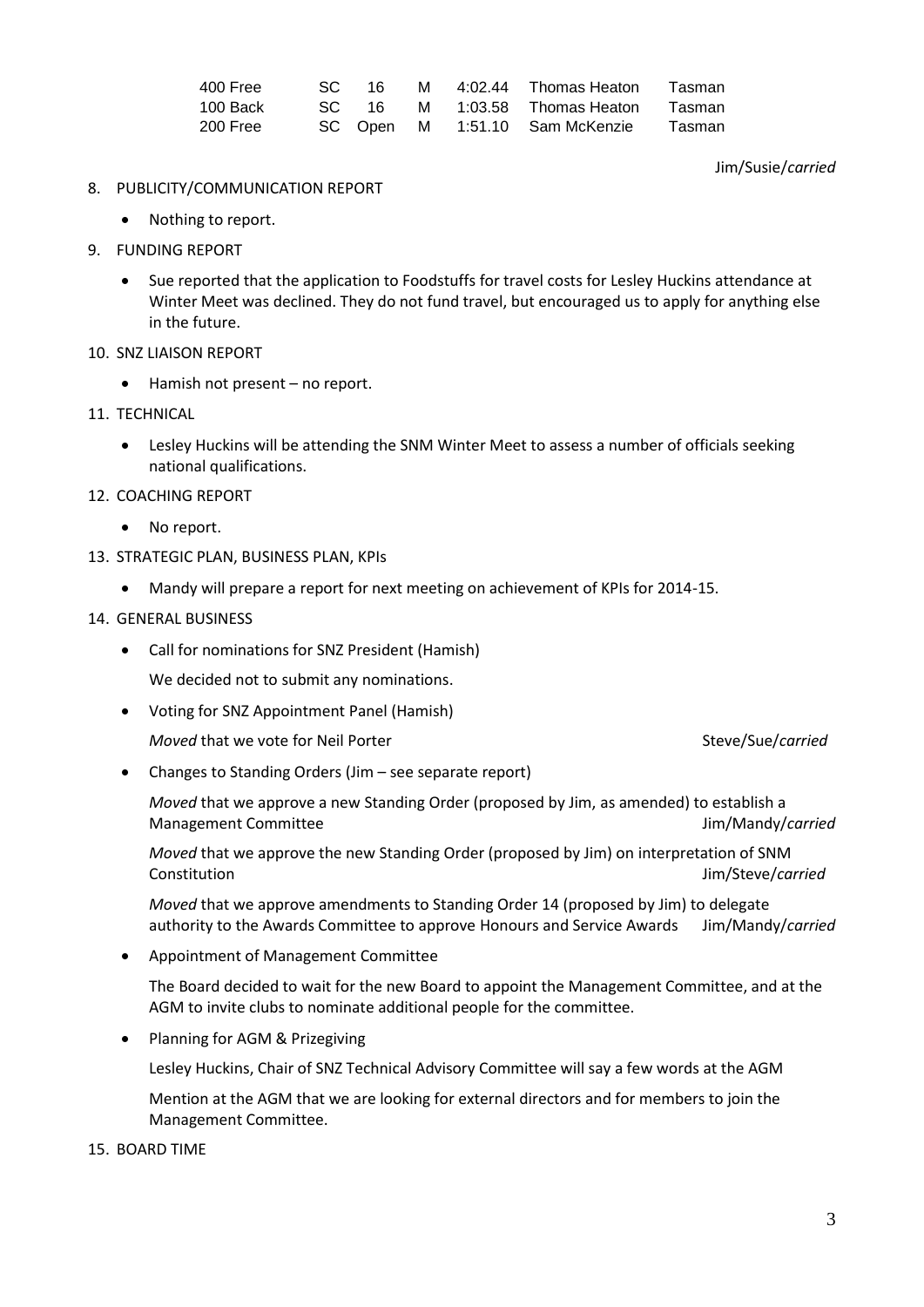| 400 Free | SC | 16 | M | 4:02.44 | Thomas Heaton | Tasman |
|---|---|---|---|---|---|---|
| 100 Back | SC | 16 | M | 1:03.58 | Thomas Heaton | Tasman |
| 200 Free | SC | Open | M | 1:51.10 | Sam McKenzie | Tasman |

Jim/Susie/*carried*

8. PUBLICITY/COMMUNICATION REPORT
   - Nothing to report.
9. FUNDING REPORT
   - Sue reported that the application to Foodstuffs for travel costs for Lesley Huckins attendance at Winter Meet was declined. They do not fund travel, but encouraged us to apply for anything else in the future.
10. SNZ LIAISON REPORT
    - Hamish not present – no report.
11. TECHNICAL
    - Lesley Huckins will be attending the SNM Winter Meet to assess a number of officials seeking national qualifications.
12. COACHING REPORT
    - No report.
13. STRATEGIC PLAN, BUSINESS PLAN, KPIs
    - Mandy will prepare a report for next meeting on achievement of KPIs for 2014-15.
14. GENERAL BUSINESS
    - Call for nominations for SNZ President (Hamish)

      We decided not to submit any nominations.
    - Voting for SNZ Appointment Panel (Hamish)

      *Moved* that we vote for Neil Porter — Steve/Sue/*carried*
    - Changes to Standing Orders (Jim – see separate report)

      *Moved* that we approve a new Standing Order (proposed by Jim, as amended) to establish a Management Committee — Jim/Mandy/*carried*

      *Moved* that we approve the new Standing Order (proposed by Jim) on interpretation of SNM Constitution — Jim/Steve/*carried*

      *Moved* that we approve amendments to Standing Order 14 (proposed by Jim) to delegate authority to the Awards Committee to approve Honours and Service Awards — Jim/Mandy/*carried*
    - Appointment of Management Committee

      The Board decided to wait for the new Board to appoint the Management Committee, and at the AGM to invite clubs to nominate additional people for the committee.
    - Planning for AGM & Prizegiving

      Lesley Huckins, Chair of SNZ Technical Advisory Committee will say a few words at the AGM

      Mention at the AGM that we are looking for external directors and for members to join the Management Committee.
15. BOARD TIME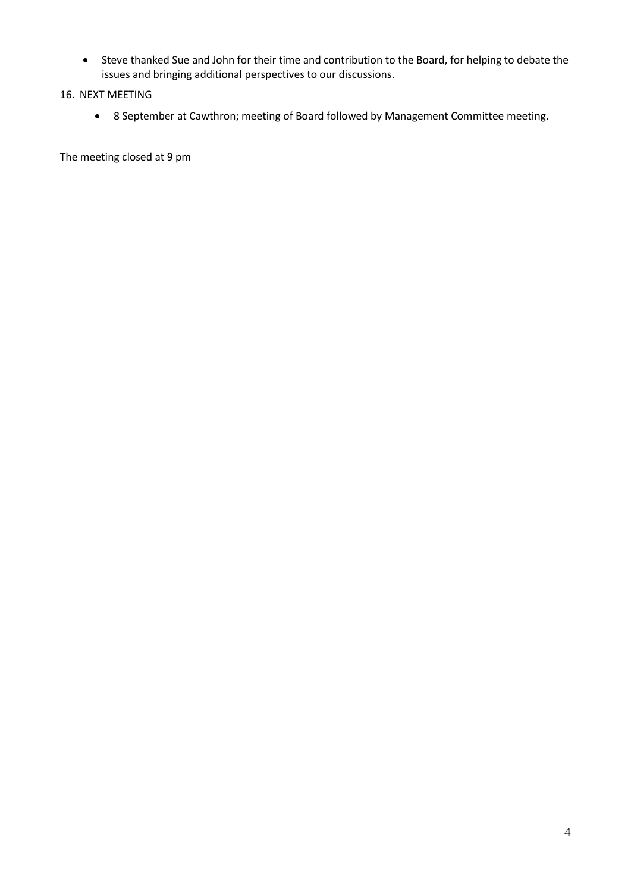- Steve thanked Sue and John for their time and contribution to the Board, for helping to debate the issues and bringing additional perspectives to our discussions.

16. NEXT MEETING

- 8 September at Cawthron; meeting of Board followed by Management Committee meeting.

The meeting closed at 9 pm